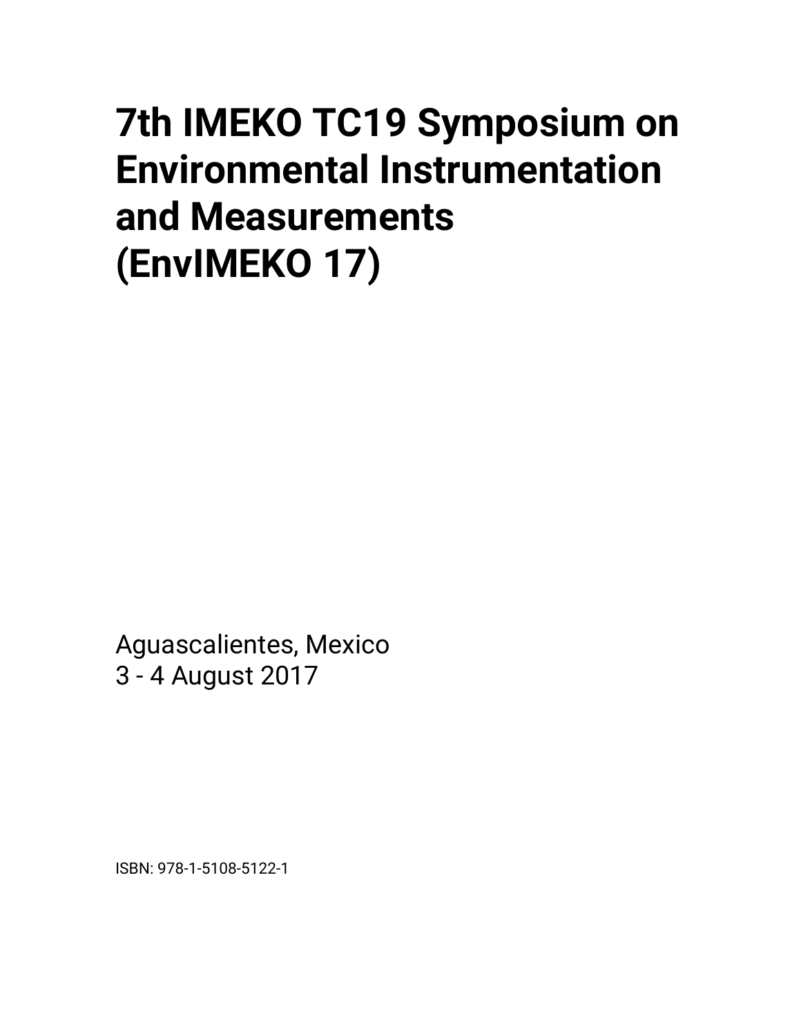# 7th IMEKO TC19 Symposium on Environmental Instrumentation and Measurements (EnvIMEKO 17)

Aguascalientes, Mexico
3 - 4 August 2017

ISBN: 978-1-5108-5122-1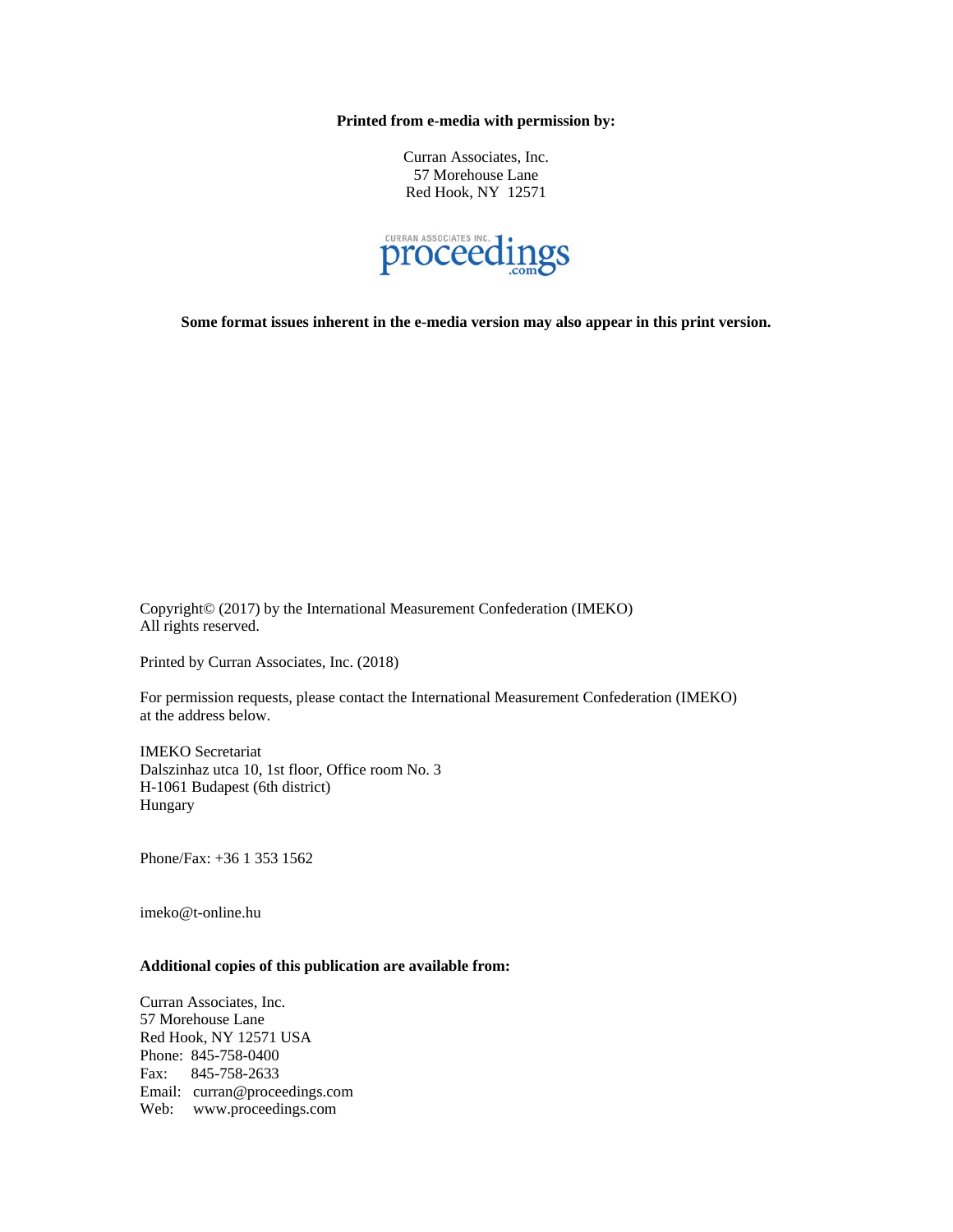**Printed from e-media with permission by:**

Curran Associates, Inc.
57 Morehouse Lane
Red Hook, NY 12571

CURRAN ASSOCIATES INC. proceedings.com

**Some format issues inherent in the e-media version may also appear in this print version.**

Copyright© (2017) by the International Measurement Confederation (IMEKO)
All rights reserved.

Printed by Curran Associates, Inc. (2018)

For permission requests, please contact the International Measurement Confederation (IMEKO) at the address below.

IMEKO Secretariat
Dalszinhaz utca 10, 1st floor, Office room No. 3
H-1061 Budapest (6th district)
Hungary

Phone/Fax: +36 1 353 1562

imeko@t-online.hu

**Additional copies of this publication are available from:**

Curran Associates, Inc.
57 Morehouse Lane
Red Hook, NY 12571 USA
Phone: 845-758-0400
Fax: 845-758-2633
Email: curran@proceedings.com
Web: www.proceedings.com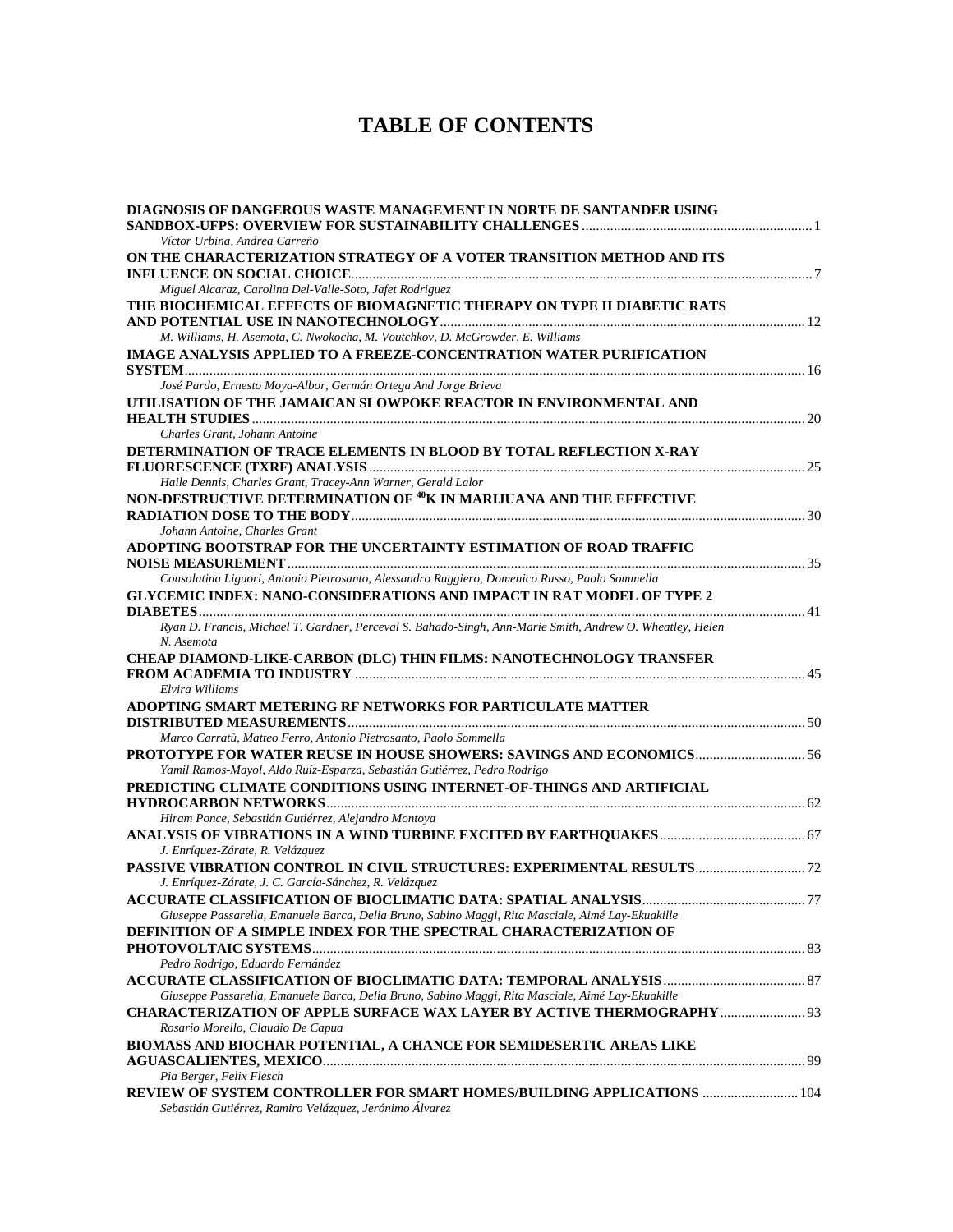# TABLE OF CONTENTS

**DIAGNOSIS OF DANGEROUS WASTE MANAGEMENT IN NORTE DE SANTANDER USING SANDBOX-UFPS: OVERVIEW FOR SUSTAINABILITY CHALLENGES** ........ 1
*Víctor Urbina, Andrea Carreño*

**ON THE CHARACTERIZATION STRATEGY OF A VOTER TRANSITION METHOD AND ITS INFLUENCE ON SOCIAL CHOICE** ........ 7
*Miguel Alcaraz, Carolina Del-Valle-Soto, Jafet Rodriguez*

**THE BIOCHEMICAL EFFECTS OF BIOMAGNETIC THERAPY ON TYPE II DIABETIC RATS AND POTENTIAL USE IN NANOTECHNOLOGY** ........ 12
*M. Williams, H. Asemota, C. Nwokocha, M. Voutchkov, D. McGrowder, E. Williams*

**IMAGE ANALYSIS APPLIED TO A FREEZE-CONCENTRATION WATER PURIFICATION SYSTEM** ........ 16
*José Pardo, Ernesto Moya-Albor, Germán Ortega And Jorge Brieva*

**UTILISATION OF THE JAMAICAN SLOWPOKE REACTOR IN ENVIRONMENTAL AND HEALTH STUDIES** ........ 20
*Charles Grant, Johann Antoine*

**DETERMINATION OF TRACE ELEMENTS IN BLOOD BY TOTAL REFLECTION X-RAY FLUORESCENCE (TXRF) ANALYSIS** ........ 25
*Haile Dennis, Charles Grant, Tracey-Ann Warner, Gerald Lalor*

**NON-DESTRUCTIVE DETERMINATION OF $^{40}$K IN MARIJUANA AND THE EFFECTIVE RADIATION DOSE TO THE BODY** ........ 30
*Johann Antoine, Charles Grant*

**ADOPTING BOOTSTRAP FOR THE UNCERTAINTY ESTIMATION OF ROAD TRAFFIC NOISE MEASUREMENT** ........ 35
*Consolatina Liguori, Antonio Pietrosanto, Alessandro Ruggiero, Domenico Russo, Paolo Sommella*

**GLYCEMIC INDEX: NANO-CONSIDERATIONS AND IMPACT IN RAT MODEL OF TYPE 2 DIABETES** ........ 41
*Ryan D. Francis, Michael T. Gardner, Perceval S. Bahado-Singh, Ann-Marie Smith, Andrew O. Wheatley, Helen N. Asemota*

**CHEAP DIAMOND-LIKE-CARBON (DLC) THIN FILMS: NANOTECHNOLOGY TRANSFER FROM ACADEMIA TO INDUSTRY** ........ 45
*Elvira Williams*

**ADOPTING SMART METERING RF NETWORKS FOR PARTICULATE MATTER DISTRIBUTED MEASUREMENTS** ........ 50
*Marco Carratù, Matteo Ferro, Antonio Pietrosanto, Paolo Sommella*

**PROTOTYPE FOR WATER REUSE IN HOUSE SHOWERS: SAVINGS AND ECONOMICS** ........ 56
*Yamil Ramos-Mayol, Aldo Ruíz-Esparza, Sebastián Gutiérrez, Pedro Rodrigo*

**PREDICTING CLIMATE CONDITIONS USING INTERNET-OF-THINGS AND ARTIFICIAL HYDROCARBON NETWORKS** ........ 62
*Hiram Ponce, Sebastián Gutiérrez, Alejandro Montoya*

**ANALYSIS OF VIBRATIONS IN A WIND TURBINE EXCITED BY EARTHQUAKES** ........ 67
*J. Enríquez-Zárate, R. Velázquez*

**PASSIVE VIBRATION CONTROL IN CIVIL STRUCTURES: EXPERIMENTAL RESULTS** ........ 72
*J. Enríquez-Zárate, J. C. García-Sánchez, R. Velázquez*

**ACCURATE CLASSIFICATION OF BIOCLIMATIC DATA: SPATIAL ANALYSIS** ........ 77
*Giuseppe Passarella, Emanuele Barca, Delia Bruno, Sabino Maggi, Rita Masciale, Aimé Lay-Ekuakille*

**DEFINITION OF A SIMPLE INDEX FOR THE SPECTRAL CHARACTERIZATION OF PHOTOVOLTAIC SYSTEMS** ........ 83
*Pedro Rodrigo, Eduardo Fernández*

**ACCURATE CLASSIFICATION OF BIOCLIMATIC DATA: TEMPORAL ANALYSIS** ........ 87
*Giuseppe Passarella, Emanuele Barca, Delia Bruno, Sabino Maggi, Rita Masciale, Aimé Lay-Ekuakille*

**CHARACTERIZATION OF APPLE SURFACE WAX LAYER BY ACTIVE THERMOGRAPHY** ........ 93
*Rosario Morello, Claudio De Capua*

**BIOMASS AND BIOCHAR POTENTIAL, A CHANCE FOR SEMIDESERTIC AREAS LIKE AGUASCALIENTES, MEXICO** ........ 99
*Pia Berger, Felix Flesch*

**REVIEW OF SYSTEM CONTROLLER FOR SMART HOMES/BUILDING APPLICATIONS** ........ 104
*Sebastián Gutiérrez, Ramiro Velázquez, Jerónimo Álvarez*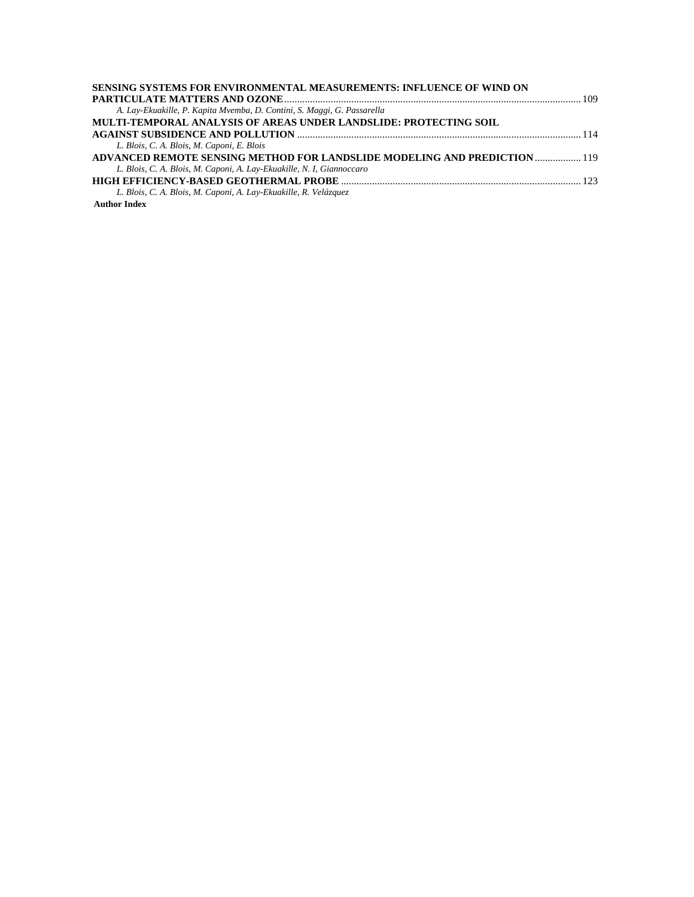**SENSING SYSTEMS FOR ENVIRONMENTAL MEASUREMENTS: INFLUENCE OF WIND ON PARTICULATE MATTERS AND OZONE** ........ 109
*A. Lay-Ekuakille, P. Kapita Mvemba, D. Contini, S. Maggi, G. Passarella*

**MULTI-TEMPORAL ANALYSIS OF AREAS UNDER LANDSLIDE: PROTECTING SOIL AGAINST SUBSIDENCE AND POLLUTION** ........ 114
*L. Blois, C. A. Blois, M. Caponi, E. Blois*

**ADVANCED REMOTE SENSING METHOD FOR LANDSLIDE MODELING AND PREDICTION** ........ 119
*L. Blois, C. A. Blois, M. Caponi, A. Lay-Ekuakille, N. I, Giannoccaro*

**HIGH EFFICIENCY-BASED GEOTHERMAL PROBE** ........ 123
*L. Blois, C. A. Blois, M. Caponi, A. Lay-Ekuakille, R. Velázquez*

**Author Index**